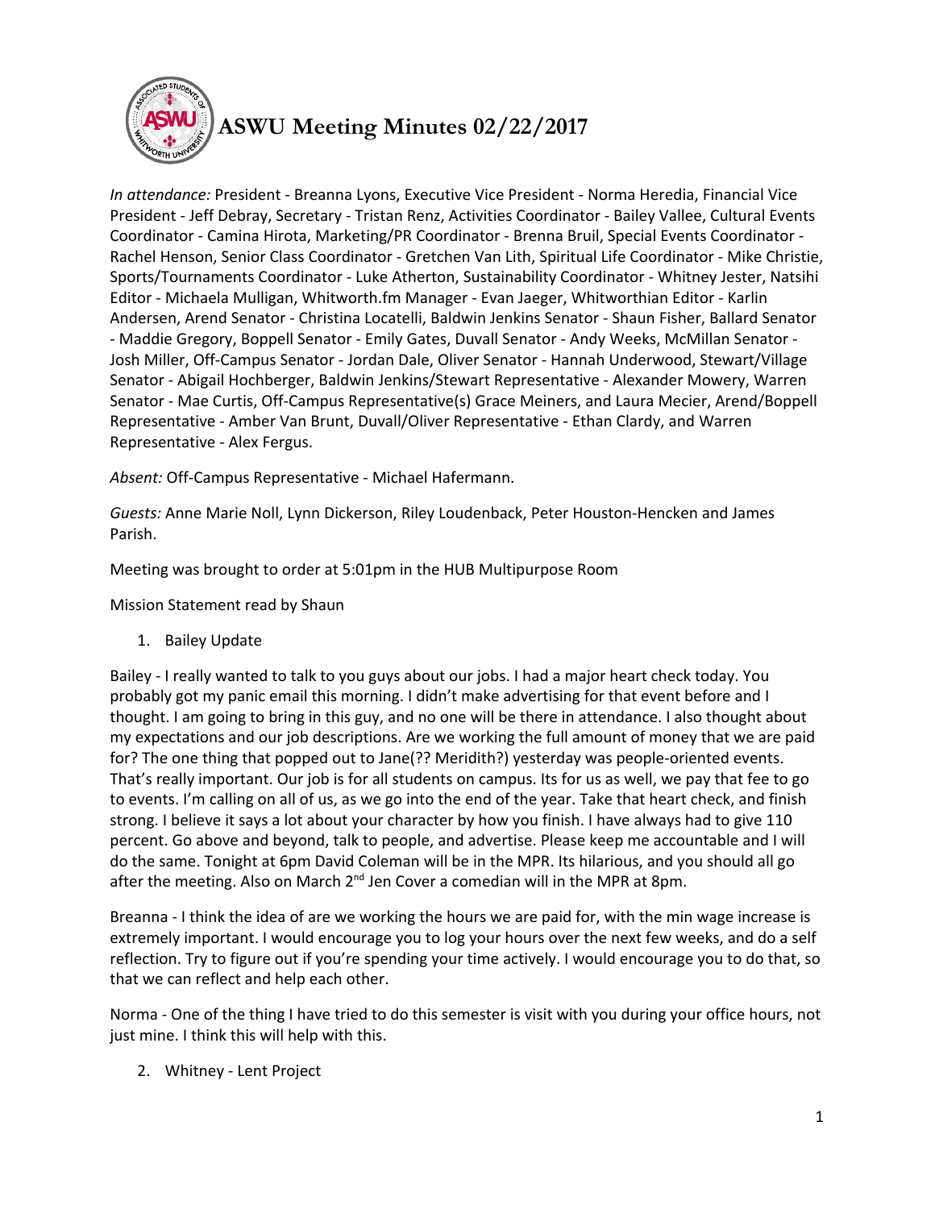# ASWU Meeting Minutes 02/22/2017

*In attendance:* President - Breanna Lyons, Executive Vice President - Norma Heredia, Financial Vice President - Jeff Debray, Secretary - Tristan Renz, Activities Coordinator - Bailey Vallee, Cultural Events Coordinator - Camina Hirota, Marketing/PR Coordinator - Brenna Bruil, Special Events Coordinator - Rachel Henson, Senior Class Coordinator - Gretchen Van Lith, Spiritual Life Coordinator - Mike Christie, Sports/Tournaments Coordinator - Luke Atherton, Sustainability Coordinator - Whitney Jester, Natsihi Editor - Michaela Mulligan, Whitworth.fm Manager - Evan Jaeger, Whitworthian Editor - Karlin Andersen, Arend Senator - Christina Locatelli, Baldwin Jenkins Senator - Shaun Fisher, Ballard Senator - Maddie Gregory, Boppell Senator - Emily Gates, Duvall Senator - Andy Weeks, McMillan Senator - Josh Miller, Off-Campus Senator - Jordan Dale, Oliver Senator - Hannah Underwood, Stewart/Village Senator - Abigail Hochberger, Baldwin Jenkins/Stewart Representative - Alexander Mowery, Warren Senator - Mae Curtis, Off-Campus Representative(s) Grace Meiners, and Laura Mecier, Arend/Boppell Representative - Amber Van Brunt, Duvall/Oliver Representative - Ethan Clardy, and Warren Representative - Alex Fergus.

*Absent:* Off-Campus Representative - Michael Hafermann.

*Guests:* Anne Marie Noll, Lynn Dickerson, Riley Loudenback, Peter Houston-Hencken and James Parish.

Meeting was brought to order at 5:01pm in the HUB Multipurpose Room

Mission Statement read by Shaun

1. Bailey Update

Bailey - I really wanted to talk to you guys about our jobs. I had a major heart check today. You probably got my panic email this morning. I didn't make advertising for that event before and I thought. I am going to bring in this guy, and no one will be there in attendance. I also thought about my expectations and our job descriptions. Are we working the full amount of money that we are paid for? The one thing that popped out to Jane(?? Meridith?) yesterday was people-oriented events. That's really important. Our job is for all students on campus. Its for us as well, we pay that fee to go to events. I'm calling on all of us, as we go into the end of the year. Take that heart check, and finish strong. I believe it says a lot about your character by how you finish. I have always had to give 110 percent. Go above and beyond, talk to people, and advertise. Please keep me accountable and I will do the same. Tonight at 6pm David Coleman will be in the MPR. Its hilarious, and you should all go after the meeting. Also on March 2nd Jen Cover a comedian will in the MPR at 8pm.

Breanna - I think the idea of are we working the hours we are paid for, with the min wage increase is extremely important. I would encourage you to log your hours over the next few weeks, and do a self reflection. Try to figure out if you're spending your time actively. I would encourage you to do that, so that we can reflect and help each other.

Norma - One of the thing I have tried to do this semester is visit with you during your office hours, not just mine. I think this will help with this.

2. Whitney - Lent Project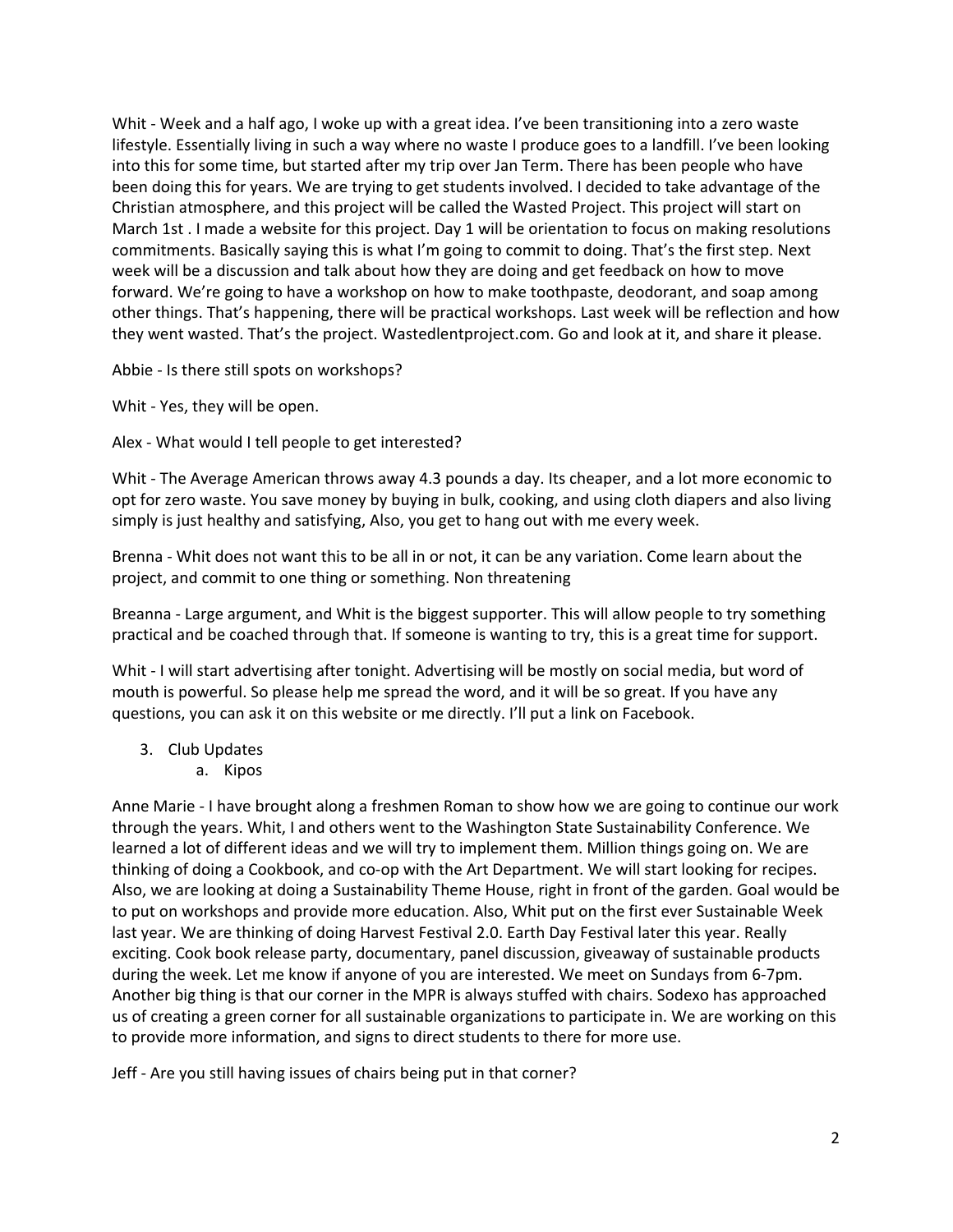Whit - Week and a half ago, I woke up with a great idea. I've been transitioning into a zero waste lifestyle. Essentially living in such a way where no waste I produce goes to a landfill. I've been looking into this for some time, but started after my trip over Jan Term. There has been people who have been doing this for years. We are trying to get students involved. I decided to take advantage of the Christian atmosphere, and this project will be called the Wasted Project. This project will start on March 1st . I made a website for this project. Day 1 will be orientation to focus on making resolutions commitments. Basically saying this is what I'm going to commit to doing. That's the first step. Next week will be a discussion and talk about how they are doing and get feedback on how to move forward. We're going to have a workshop on how to make toothpaste, deodorant, and soap among other things. That's happening, there will be practical workshops. Last week will be reflection and how they went wasted. That's the project. Wastedlentproject.com. Go and look at it, and share it please.

Abbie - Is there still spots on workshops?

Whit - Yes, they will be open.

Alex - What would I tell people to get interested?

Whit - The Average American throws away 4.3 pounds a day. Its cheaper, and a lot more economic to opt for zero waste. You save money by buying in bulk, cooking, and using cloth diapers and also living simply is just healthy and satisfying, Also, you get to hang out with me every week.

Brenna - Whit does not want this to be all in or not, it can be any variation. Come learn about the project, and commit to one thing or something. Non threatening

Breanna - Large argument, and Whit is the biggest supporter. This will allow people to try something practical and be coached through that. If someone is wanting to try, this is a great time for support.

Whit - I will start advertising after tonight. Advertising will be mostly on social media, but word of mouth is powerful. So please help me spread the word, and it will be so great. If you have any questions, you can ask it on this website or me directly. I'll put a link on Facebook.

3. Club Updates
    a. Kipos

Anne Marie - I have brought along a freshmen Roman to show how we are going to continue our work through the years. Whit, I and others went to the Washington State Sustainability Conference. We learned a lot of different ideas and we will try to implement them. Million things going on. We are thinking of doing a Cookbook, and co-op with the Art Department. We will start looking for recipes. Also, we are looking at doing a Sustainability Theme House, right in front of the garden. Goal would be to put on workshops and provide more education. Also, Whit put on the first ever Sustainable Week last year. We are thinking of doing Harvest Festival 2.0. Earth Day Festival later this year. Really exciting. Cook book release party, documentary, panel discussion, giveaway of sustainable products during the week. Let me know if anyone of you are interested. We meet on Sundays from 6-7pm. Another big thing is that our corner in the MPR is always stuffed with chairs. Sodexo has approached us of creating a green corner for all sustainable organizations to participate in. We are working on this to provide more information, and signs to direct students to there for more use.

Jeff - Are you still having issues of chairs being put in that corner?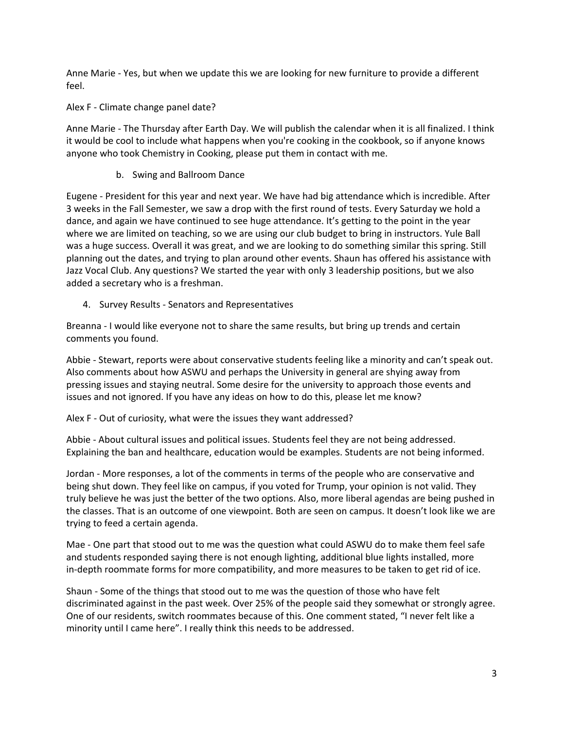Anne Marie - Yes, but when we update this we are looking for new furniture to provide a different feel.

Alex F - Climate change panel date?

Anne Marie - The Thursday after Earth Day. We will publish the calendar when it is all finalized. I think it would be cool to include what happens when you're cooking in the cookbook, so if anyone knows anyone who took Chemistry in Cooking, please put them in contact with me.

b. Swing and Ballroom Dance

Eugene - President for this year and next year. We have had big attendance which is incredible. After 3 weeks in the Fall Semester, we saw a drop with the first round of tests. Every Saturday we hold a dance, and again we have continued to see huge attendance. It's getting to the point in the year where we are limited on teaching, so we are using our club budget to bring in instructors. Yule Ball was a huge success. Overall it was great, and we are looking to do something similar this spring. Still planning out the dates, and trying to plan around other events. Shaun has offered his assistance with Jazz Vocal Club. Any questions? We started the year with only 3 leadership positions, but we also added a secretary who is a freshman.

4. Survey Results - Senators and Representatives

Breanna - I would like everyone not to share the same results, but bring up trends and certain comments you found.

Abbie - Stewart, reports were about conservative students feeling like a minority and can't speak out. Also comments about how ASWU and perhaps the University in general are shying away from pressing issues and staying neutral. Some desire for the university to approach those events and issues and not ignored. If you have any ideas on how to do this, please let me know?

Alex F - Out of curiosity, what were the issues they want addressed?

Abbie - About cultural issues and political issues. Students feel they are not being addressed. Explaining the ban and healthcare, education would be examples. Students are not being informed.

Jordan - More responses, a lot of the comments in terms of the people who are conservative and being shut down. They feel like on campus, if you voted for Trump, your opinion is not valid. They truly believe he was just the better of the two options. Also, more liberal agendas are being pushed in the classes. That is an outcome of one viewpoint. Both are seen on campus. It doesn't look like we are trying to feed a certain agenda.

Mae - One part that stood out to me was the question what could ASWU do to make them feel safe and students responded saying there is not enough lighting, additional blue lights installed, more in-depth roommate forms for more compatibility, and more measures to be taken to get rid of ice.

Shaun - Some of the things that stood out to me was the question of those who have felt discriminated against in the past week. Over 25% of the people said they somewhat or strongly agree. One of our residents, switch roommates because of this. One comment stated, "I never felt like a minority until I came here". I really think this needs to be addressed.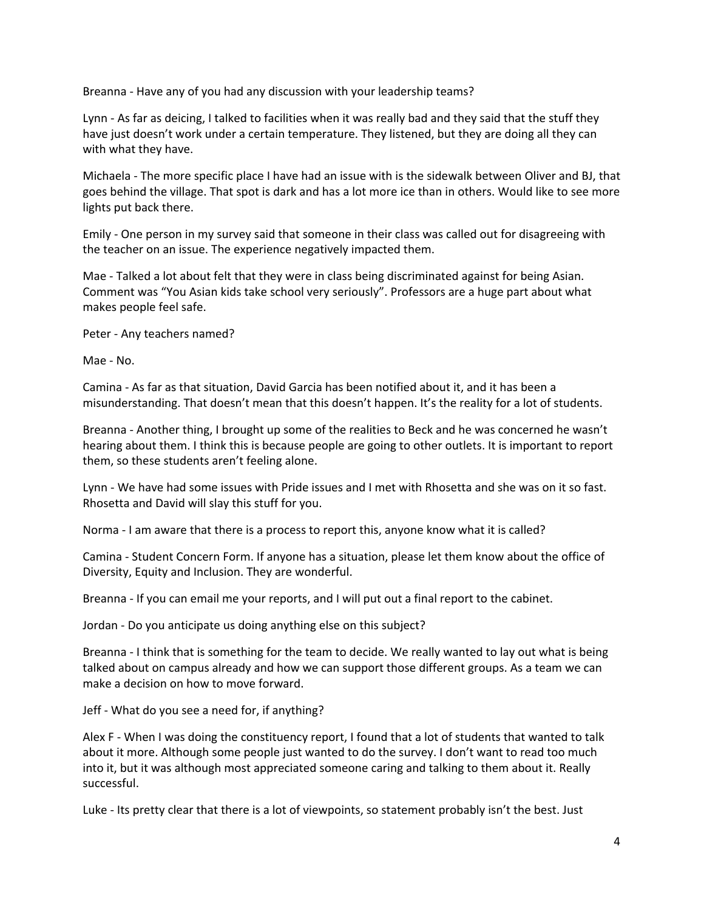Breanna - Have any of you had any discussion with your leadership teams?

Lynn - As far as deicing, I talked to facilities when it was really bad and they said that the stuff they have just doesn't work under a certain temperature. They listened, but they are doing all they can with what they have.

Michaela - The more specific place I have had an issue with is the sidewalk between Oliver and BJ, that goes behind the village. That spot is dark and has a lot more ice than in others. Would like to see more lights put back there.

Emily - One person in my survey said that someone in their class was called out for disagreeing with the teacher on an issue. The experience negatively impacted them.

Mae - Talked a lot about felt that they were in class being discriminated against for being Asian. Comment was "You Asian kids take school very seriously". Professors are a huge part about what makes people feel safe.

Peter - Any teachers named?

Mae - No.

Camina - As far as that situation, David Garcia has been notified about it, and it has been a misunderstanding. That doesn't mean that this doesn't happen. It's the reality for a lot of students.

Breanna - Another thing, I brought up some of the realities to Beck and he was concerned he wasn't hearing about them. I think this is because people are going to other outlets. It is important to report them, so these students aren't feeling alone.

Lynn - We have had some issues with Pride issues and I met with Rhosetta and she was on it so fast. Rhosetta and David will slay this stuff for you.

Norma - I am aware that there is a process to report this, anyone know what it is called?

Camina - Student Concern Form. If anyone has a situation, please let them know about the office of Diversity, Equity and Inclusion. They are wonderful.

Breanna - If you can email me your reports, and I will put out a final report to the cabinet.

Jordan - Do you anticipate us doing anything else on this subject?

Breanna - I think that is something for the team to decide. We really wanted to lay out what is being talked about on campus already and how we can support those different groups. As a team we can make a decision on how to move forward.

Jeff - What do you see a need for, if anything?

Alex F - When I was doing the constituency report, I found that a lot of students that wanted to talk about it more. Although some people just wanted to do the survey. I don't want to read too much into it, but it was although most appreciated someone caring and talking to them about it. Really successful.

Luke - Its pretty clear that there is a lot of viewpoints, so statement probably isn't the best. Just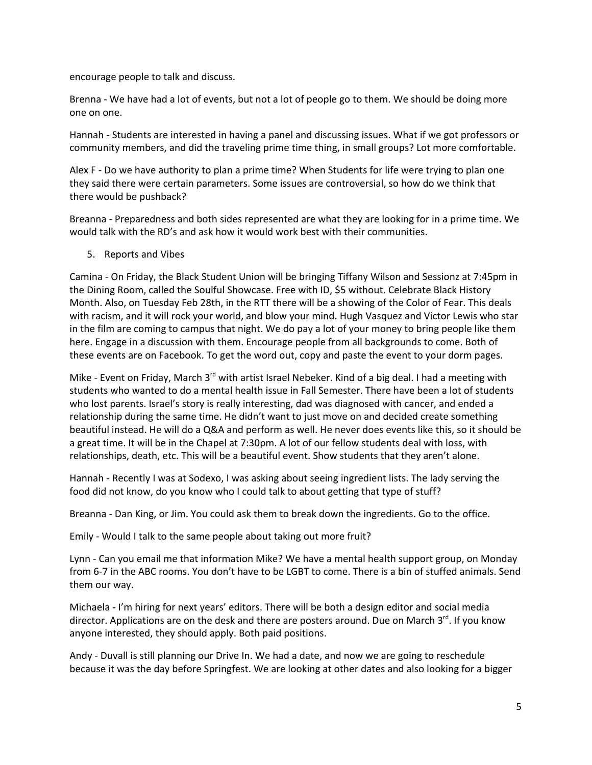encourage people to talk and discuss.

Brenna - We have had a lot of events, but not a lot of people go to them. We should be doing more one on one.

Hannah - Students are interested in having a panel and discussing issues. What if we got professors or community members, and did the traveling prime time thing, in small groups? Lot more comfortable.

Alex F - Do we have authority to plan a prime time? When Students for life were trying to plan one they said there were certain parameters. Some issues are controversial, so how do we think that there would be pushback?

Breanna - Preparedness and both sides represented are what they are looking for in a prime time. We would talk with the RD's and ask how it would work best with their communities.

5. Reports and Vibes

Camina - On Friday, the Black Student Union will be bringing Tiffany Wilson and Sessionz at 7:45pm in the Dining Room, called the Soulful Showcase. Free with ID, $5 without. Celebrate Black History Month. Also, on Tuesday Feb 28th, in the RTT there will be a showing of the Color of Fear. This deals with racism, and it will rock your world, and blow your mind. Hugh Vasquez and Victor Lewis who star in the film are coming to campus that night. We do pay a lot of your money to bring people like them here. Engage in a discussion with them. Encourage people from all backgrounds to come. Both of these events are on Facebook. To get the word out, copy and paste the event to your dorm pages.

Mike - Event on Friday, March 3rd with artist Israel Nebeker. Kind of a big deal. I had a meeting with students who wanted to do a mental health issue in Fall Semester. There have been a lot of students who lost parents. Israel's story is really interesting, dad was diagnosed with cancer, and ended a relationship during the same time. He didn't want to just move on and decided create something beautiful instead. He will do a Q&A and perform as well. He never does events like this, so it should be a great time. It will be in the Chapel at 7:30pm. A lot of our fellow students deal with loss, with relationships, death, etc. This will be a beautiful event. Show students that they aren't alone.

Hannah - Recently I was at Sodexo, I was asking about seeing ingredient lists. The lady serving the food did not know, do you know who I could talk to about getting that type of stuff?

Breanna - Dan King, or Jim. You could ask them to break down the ingredients. Go to the office.

Emily - Would I talk to the same people about taking out more fruit?

Lynn - Can you email me that information Mike? We have a mental health support group, on Monday from 6-7 in the ABC rooms. You don't have to be LGBT to come. There is a bin of stuffed animals. Send them our way.

Michaela - I'm hiring for next years' editors. There will be both a design editor and social media director. Applications are on the desk and there are posters around. Due on March 3rd. If you know anyone interested, they should apply. Both paid positions.

Andy - Duvall is still planning our Drive In. We had a date, and now we are going to reschedule because it was the day before Springfest. We are looking at other dates and also looking for a bigger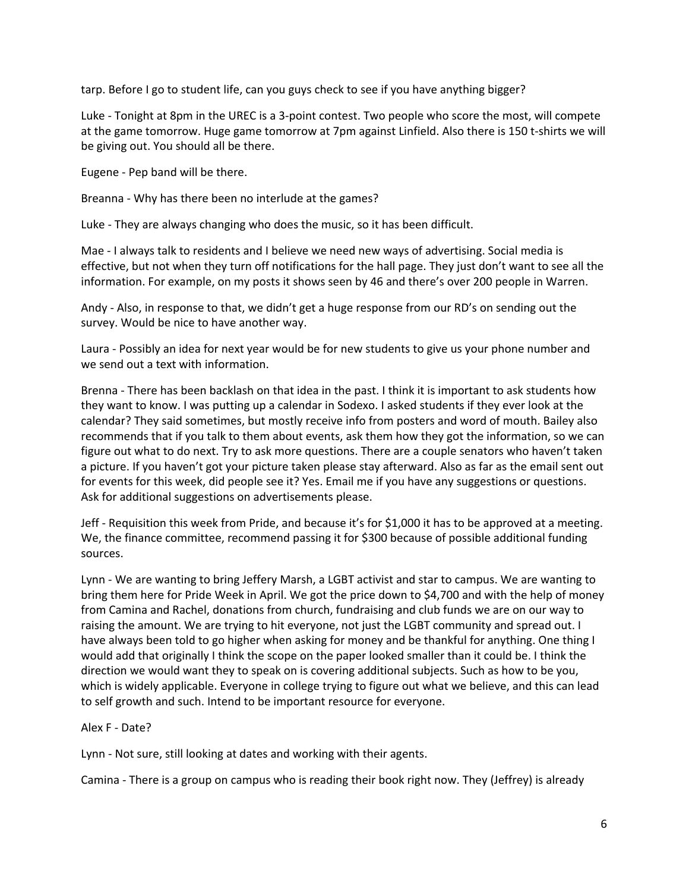tarp. Before I go to student life, can you guys check to see if you have anything bigger?

Luke - Tonight at 8pm in the UREC is a 3-point contest. Two people who score the most, will compete at the game tomorrow. Huge game tomorrow at 7pm against Linfield. Also there is 150 t-shirts we will be giving out. You should all be there.

Eugene - Pep band will be there.

Breanna - Why has there been no interlude at the games?

Luke - They are always changing who does the music, so it has been difficult.

Mae - I always talk to residents and I believe we need new ways of advertising. Social media is effective, but not when they turn off notifications for the hall page. They just don't want to see all the information. For example, on my posts it shows seen by 46 and there's over 200 people in Warren.

Andy - Also, in response to that, we didn't get a huge response from our RD's on sending out the survey. Would be nice to have another way.

Laura - Possibly an idea for next year would be for new students to give us your phone number and we send out a text with information.

Brenna - There has been backlash on that idea in the past. I think it is important to ask students how they want to know. I was putting up a calendar in Sodexo. I asked students if they ever look at the calendar? They said sometimes, but mostly receive info from posters and word of mouth. Bailey also recommends that if you talk to them about events, ask them how they got the information, so we can figure out what to do next. Try to ask more questions. There are a couple senators who haven't taken a picture. If you haven't got your picture taken please stay afterward. Also as far as the email sent out for events for this week, did people see it? Yes. Email me if you have any suggestions or questions. Ask for additional suggestions on advertisements please.

Jeff - Requisition this week from Pride, and because it's for $1,000 it has to be approved at a meeting. We, the finance committee, recommend passing it for $300 because of possible additional funding sources.

Lynn - We are wanting to bring Jeffery Marsh, a LGBT activist and star to campus. We are wanting to bring them here for Pride Week in April. We got the price down to $4,700 and with the help of money from Camina and Rachel, donations from church, fundraising and club funds we are on our way to raising the amount. We are trying to hit everyone, not just the LGBT community and spread out. I have always been told to go higher when asking for money and be thankful for anything. One thing I would add that originally I think the scope on the paper looked smaller than it could be. I think the direction we would want they to speak on is covering additional subjects. Such as how to be you, which is widely applicable. Everyone in college trying to figure out what we believe, and this can lead to self growth and such. Intend to be important resource for everyone.

Alex F - Date?

Lynn - Not sure, still looking at dates and working with their agents.

Camina - There is a group on campus who is reading their book right now. They (Jeffrey) is already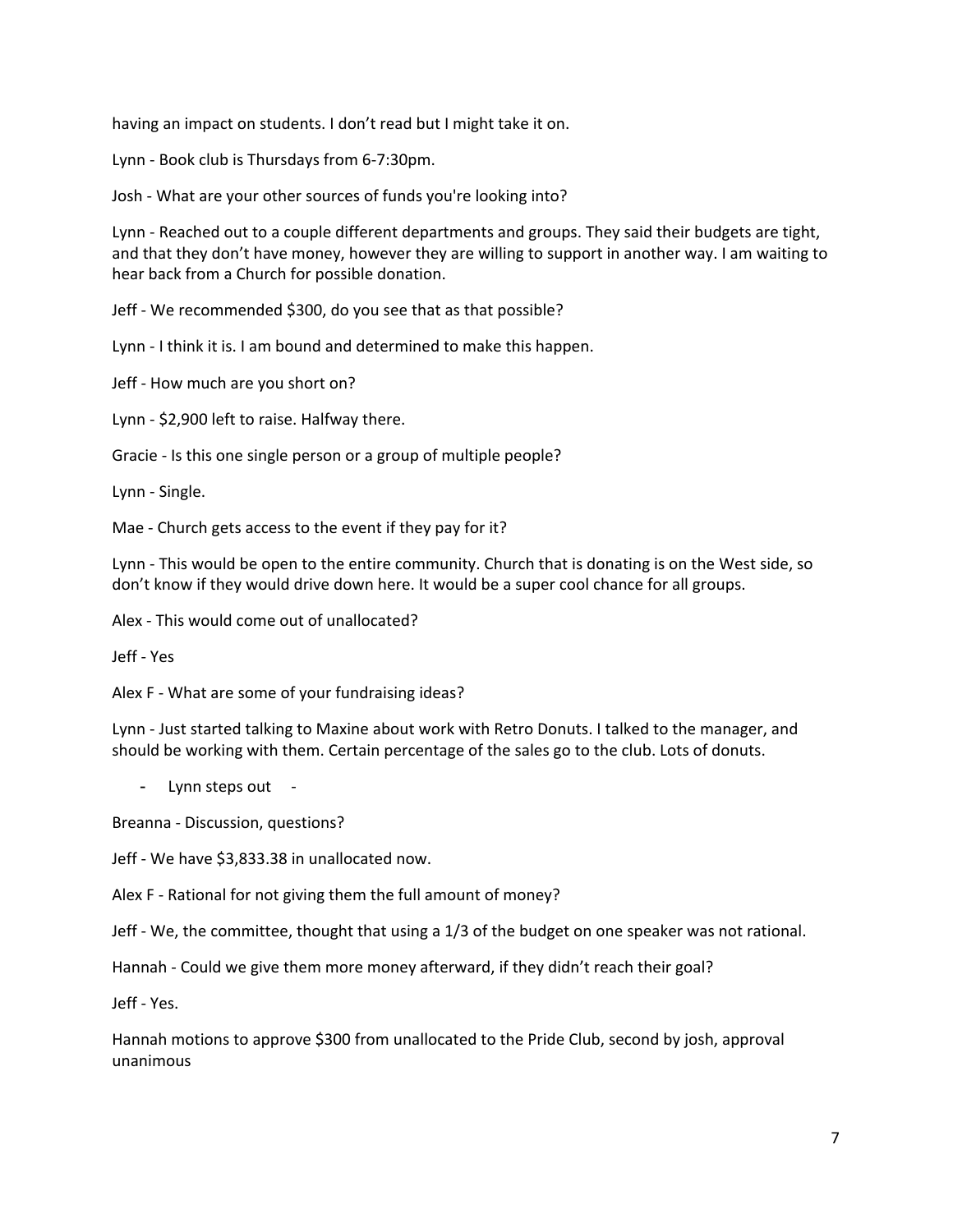having an impact on students. I don't read but I might take it on.

Lynn - Book club is Thursdays from 6-7:30pm.

Josh - What are your other sources of funds you're looking into?

Lynn - Reached out to a couple different departments and groups. They said their budgets are tight, and that they don't have money, however they are willing to support in another way. I am waiting to hear back from a Church for possible donation.

Jeff - We recommended $300, do you see that as that possible?

Lynn - I think it is. I am bound and determined to make this happen.

Jeff - How much are you short on?

Lynn - $2,900 left to raise. Halfway there.

Gracie - Is this one single person or a group of multiple people?

Lynn - Single.

Mae - Church gets access to the event if they pay for it?

Lynn - This would be open to the entire community. Church that is donating is on the West side, so don't know if they would drive down here. It would be a super cool chance for all groups.

Alex - This would come out of unallocated?

Jeff - Yes

Alex F - What are some of your fundraising ideas?

Lynn - Just started talking to Maxine about work with Retro Donuts. I talked to the manager, and should be working with them. Certain percentage of the sales go to the club. Lots of donuts.

- Lynn steps out -

Breanna - Discussion, questions?

Jeff - We have $3,833.38 in unallocated now.

Alex F - Rational for not giving them the full amount of money?

Jeff - We, the committee, thought that using a 1/3 of the budget on one speaker was not rational.

Hannah - Could we give them more money afterward, if they didn't reach their goal?

Jeff - Yes.

Hannah motions to approve $300 from unallocated to the Pride Club, second by josh, approval unanimous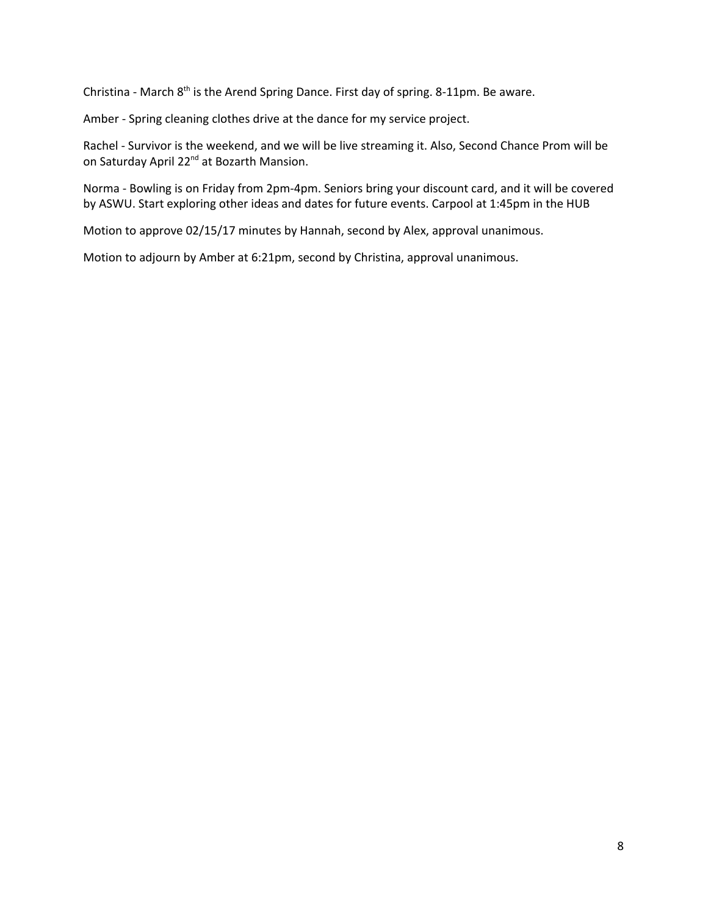Christina - March 8th is the Arend Spring Dance. First day of spring. 8-11pm. Be aware.

Amber - Spring cleaning clothes drive at the dance for my service project.

Rachel - Survivor is the weekend, and we will be live streaming it. Also, Second Chance Prom will be on Saturday April 22nd at Bozarth Mansion.

Norma - Bowling is on Friday from 2pm-4pm. Seniors bring your discount card, and it will be covered by ASWU. Start exploring other ideas and dates for future events. Carpool at 1:45pm in the HUB

Motion to approve 02/15/17 minutes by Hannah, second by Alex, approval unanimous.

Motion to adjourn by Amber at 6:21pm, second by Christina, approval unanimous.